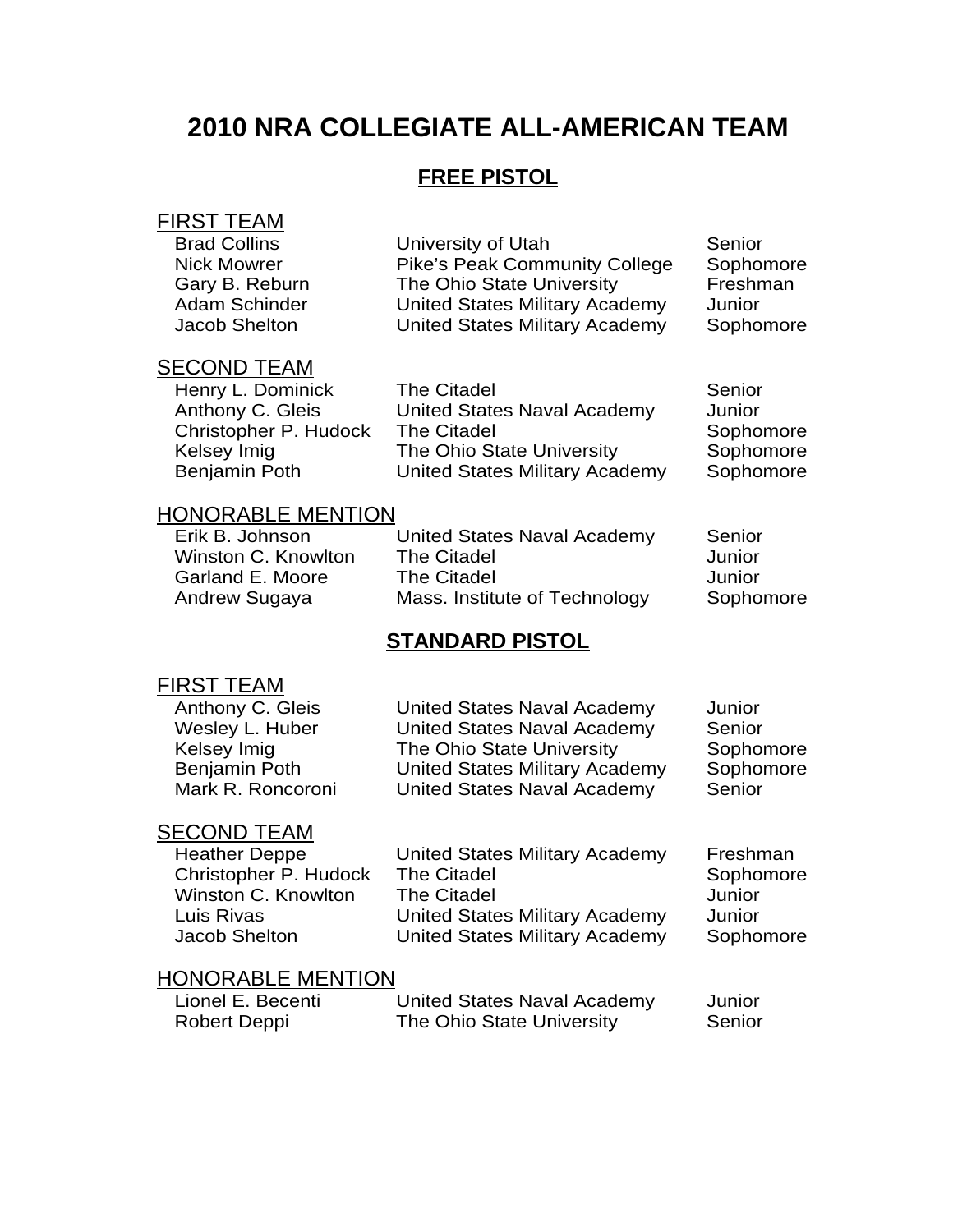# 2010 NRA COLLEGIATE ALL-AMERICAN TEAM

## FREE PISTOL

### FIRST TEAM

| | | |
|---|---|---|
| Brad Collins | University of Utah | Senior |
| Nick Mowrer | Pike's Peak Community College | Sophomore |
| Gary B. Reburn | The Ohio State University | Freshman |
| Adam Schinder | United States Military Academy | Junior |
| Jacob Shelton | United States Military Academy | Sophomore |

### SECOND TEAM

| | | |
|---|---|---|
| Henry L. Dominick | The Citadel | Senior |
| Anthony C. Gleis | United States Naval Academy | Junior |
| Christopher P. Hudock | The Citadel | Sophomore |
| Kelsey Imig | The Ohio State University | Sophomore |
| Benjamin Poth | United States Military Academy | Sophomore |

### HONORABLE MENTION

| | | |
|---|---|---|
| Erik B. Johnson | United States Naval Academy | Senior |
| Winston C. Knowlton | The Citadel | Junior |
| Garland E. Moore | The Citadel | Junior |
| Andrew Sugaya | Mass. Institute of Technology | Sophomore |

## STANDARD PISTOL

### FIRST TEAM

| | | |
|---|---|---|
| Anthony C. Gleis | United States Naval Academy | Junior |
| Wesley L. Huber | United States Naval Academy | Senior |
| Kelsey Imig | The Ohio State University | Sophomore |
| Benjamin Poth | United States Military Academy | Sophomore |
| Mark R. Roncoroni | United States Naval Academy | Senior |

### SECOND TEAM

| | | |
|---|---|---|
| Heather Deppe | United States Military Academy | Freshman |
| Christopher P. Hudock | The Citadel | Sophomore |
| Winston C. Knowlton | The Citadel | Junior |
| Luis Rivas | United States Military Academy | Junior |
| Jacob Shelton | United States Military Academy | Sophomore |

### HONORABLE MENTION

| | | |
|---|---|---|
| Lionel E. Becenti | United States Naval Academy | Junior |
| Robert Deppi | The Ohio State University | Senior |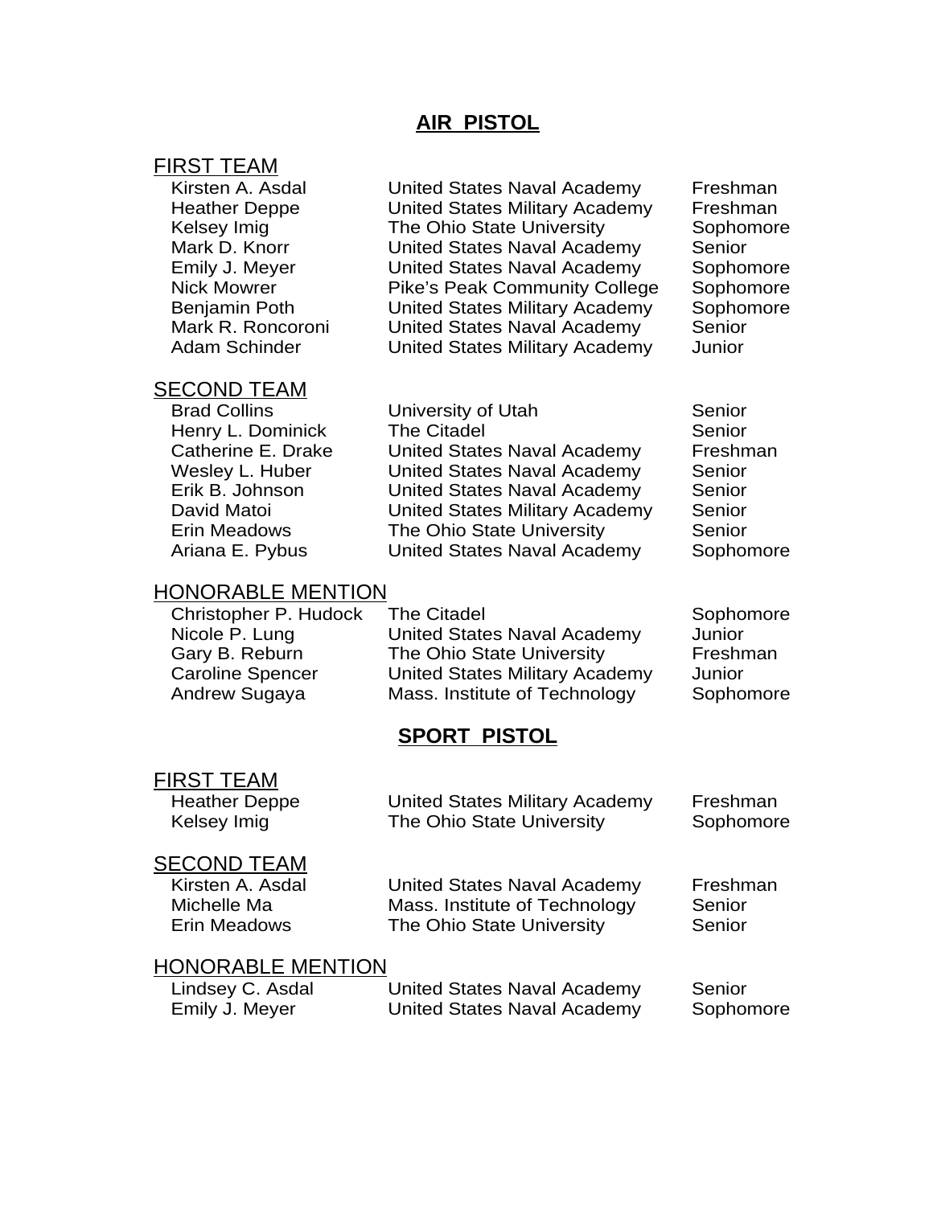## AIR PISTOL

### FIRST TEAM

| | | |
|---|---|---|
| Kirsten A. Asdal | United States Naval Academy | Freshman |
| Heather Deppe | United States Military Academy | Freshman |
| Kelsey Imig | The Ohio State University | Sophomore |
| Mark D. Knorr | United States Naval Academy | Senior |
| Emily J. Meyer | United States Naval Academy | Sophomore |
| Nick Mowrer | Pike's Peak Community College | Sophomore |
| Benjamin Poth | United States Military Academy | Sophomore |
| Mark R. Roncoroni | United States Naval Academy | Senior |
| Adam Schinder | United States Military Academy | Junior |

### SECOND TEAM

| | | |
|---|---|---|
| Brad Collins | University of Utah | Senior |
| Henry L. Dominick | The Citadel | Senior |
| Catherine E. Drake | United States Naval Academy | Freshman |
| Wesley L. Huber | United States Naval Academy | Senior |
| Erik B. Johnson | United States Naval Academy | Senior |
| David Matoi | United States Military Academy | Senior |
| Erin Meadows | The Ohio State University | Senior |
| Ariana E. Pybus | United States Naval Academy | Sophomore |

### HONORABLE MENTION

| | | |
|---|---|---|
| Christopher P. Hudock | The Citadel | Sophomore |
| Nicole P. Lung | United States Naval Academy | Junior |
| Gary B. Reburn | The Ohio State University | Freshman |
| Caroline Spencer | United States Military Academy | Junior |
| Andrew Sugaya | Mass. Institute of Technology | Sophomore |

## SPORT PISTOL

### FIRST TEAM

| | | |
|---|---|---|
| Heather Deppe | United States Military Academy | Freshman |
| Kelsey Imig | The Ohio State University | Sophomore |

### SECOND TEAM

| | | |
|---|---|---|
| Kirsten A. Asdal | United States Naval Academy | Freshman |
| Michelle Ma | Mass. Institute of Technology | Senior |
| Erin Meadows | The Ohio State University | Senior |

### HONORABLE MENTION

| | | |
|---|---|---|
| Lindsey C. Asdal | United States Naval Academy | Senior |
| Emily J. Meyer | United States Naval Academy | Sophomore |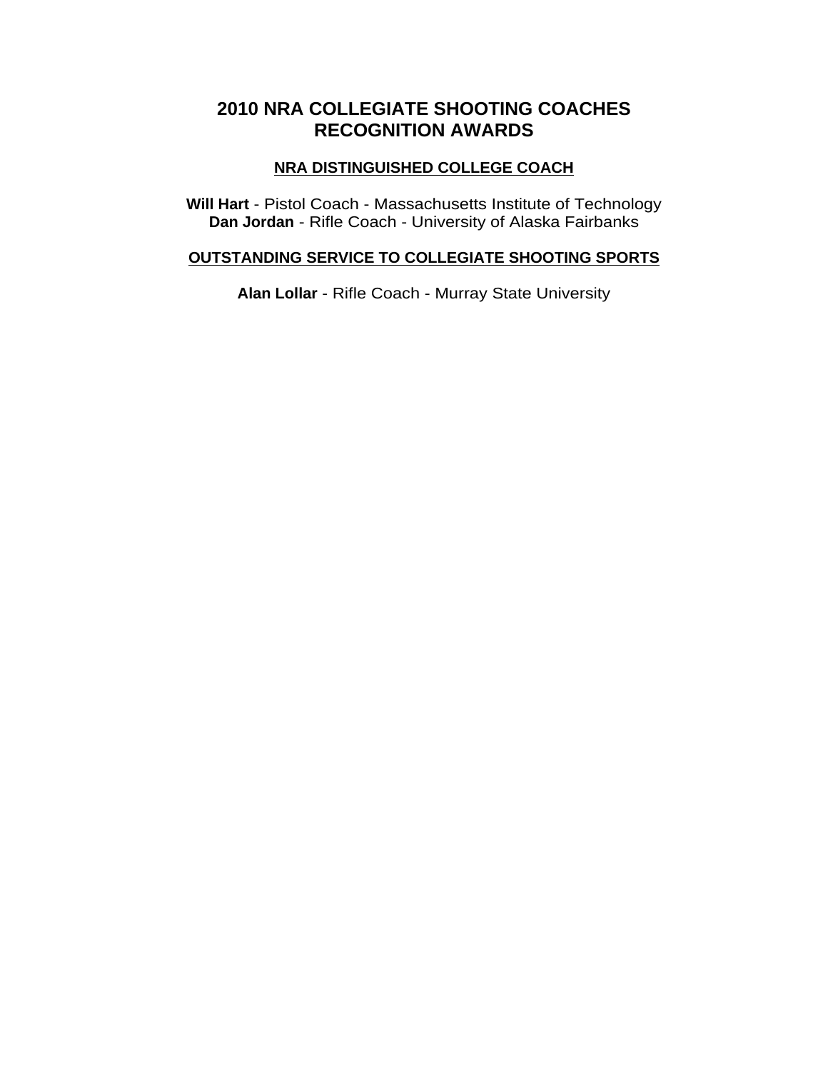# 2010 NRA COLLEGIATE SHOOTING COACHES RECOGNITION AWARDS

## NRA DISTINGUISHED COLLEGE COACH

**Will Hart** - Pistol Coach - Massachusetts Institute of Technology
**Dan Jordan** - Rifle Coach - University of Alaska Fairbanks

## OUTSTANDING SERVICE TO COLLEGIATE SHOOTING SPORTS

**Alan Lollar** - Rifle Coach - Murray State University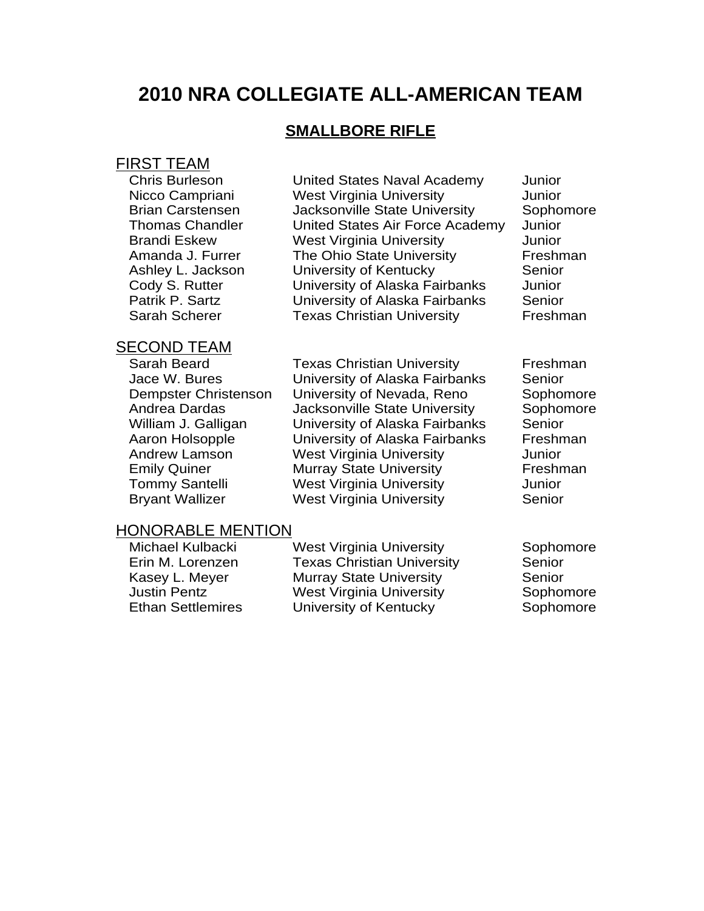# 2010 NRA COLLEGIATE ALL-AMERICAN TEAM

## SMALLBORE RIFLE

### FIRST TEAM

| Name | School | Class |
|---|---|---|
| Chris Burleson | United States Naval Academy | Junior |
| Nicco Campriani | West Virginia University | Junior |
| Brian Carstensen | Jacksonville State University | Sophomore |
| Thomas Chandler | United States Air Force Academy | Junior |
| Brandi Eskew | West Virginia University | Junior |
| Amanda J. Furrer | The Ohio State University | Freshman |
| Ashley L. Jackson | University of Kentucky | Senior |
| Cody S. Rutter | University of Alaska Fairbanks | Junior |
| Patrik P. Sartz | University of Alaska Fairbanks | Senior |
| Sarah Scherer | Texas Christian University | Freshman |

### SECOND TEAM

| Name | School | Class |
|---|---|---|
| Sarah Beard | Texas Christian University | Freshman |
| Jace W. Bures | University of Alaska Fairbanks | Senior |
| Dempster Christenson | University of Nevada, Reno | Sophomore |
| Andrea Dardas | Jacksonville State University | Sophomore |
| William J. Galligan | University of Alaska Fairbanks | Senior |
| Aaron Holsopple | University of Alaska Fairbanks | Freshman |
| Andrew Lamson | West Virginia University | Junior |
| Emily Quiner | Murray State University | Freshman |
| Tommy Santelli | West Virginia University | Junior |
| Bryant Wallizer | West Virginia University | Senior |

### HONORABLE MENTION

| Name | School | Class |
|---|---|---|
| Michael Kulbacki | West Virginia University | Sophomore |
| Erin M. Lorenzen | Texas Christian University | Senior |
| Kasey L. Meyer | Murray State University | Senior |
| Justin Pentz | West Virginia University | Sophomore |
| Ethan Settlemires | University of Kentucky | Sophomore |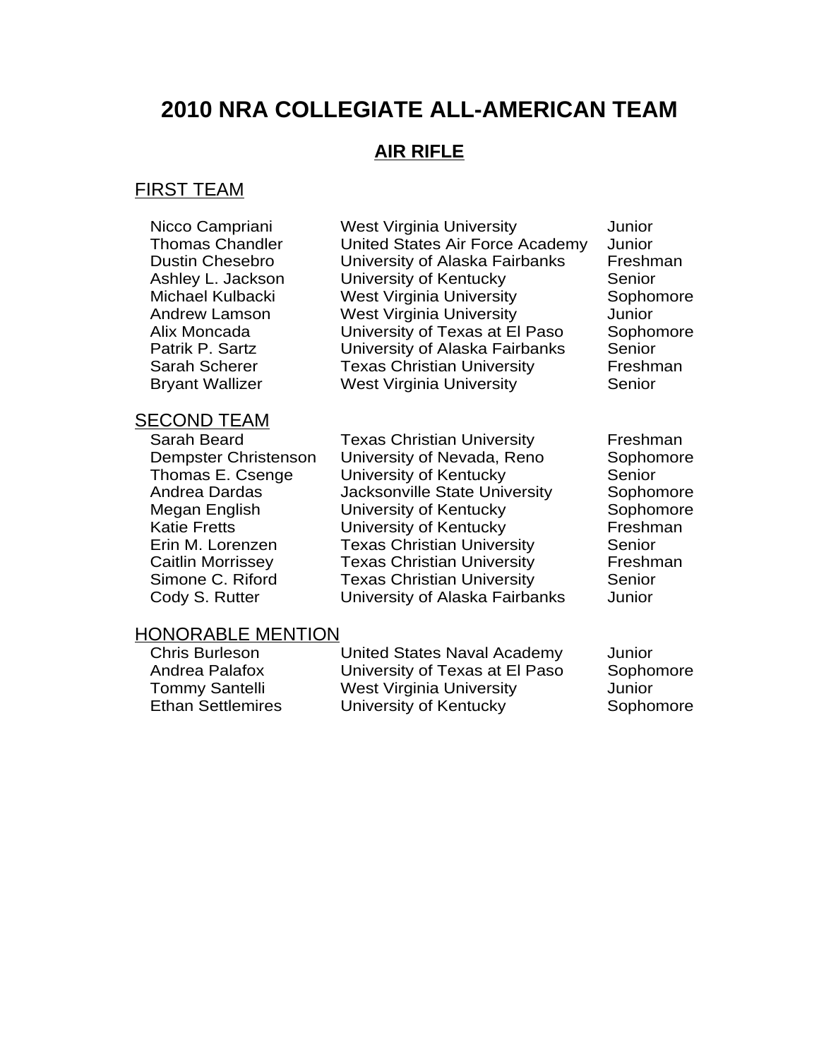# 2010 NRA COLLEGIATE ALL-AMERICAN TEAM

## AIR RIFLE

### FIRST TEAM

| Name | School | Year |
|---|---|---|
| Nicco Campriani | West Virginia University | Junior |
| Thomas Chandler | United States Air Force Academy | Junior |
| Dustin Chesebro | University of Alaska Fairbanks | Freshman |
| Ashley L. Jackson | University of Kentucky | Senior |
| Michael Kulbacki | West Virginia University | Sophomore |
| Andrew Lamson | West Virginia University | Junior |
| Alix Moncada | University of Texas at El Paso | Sophomore |
| Patrik P. Sartz | University of Alaska Fairbanks | Senior |
| Sarah Scherer | Texas Christian University | Freshman |
| Bryant Wallizer | West Virginia University | Senior |

### SECOND TEAM

| Name | School | Year |
|---|---|---|
| Sarah Beard | Texas Christian University | Freshman |
| Dempster Christenson | University of Nevada, Reno | Sophomore |
| Thomas E. Csenge | University of Kentucky | Senior |
| Andrea Dardas | Jacksonville State University | Sophomore |
| Megan English | University of Kentucky | Sophomore |
| Katie Fretts | University of Kentucky | Freshman |
| Erin M. Lorenzen | Texas Christian University | Senior |
| Caitlin Morrissey | Texas Christian University | Freshman |
| Simone C. Riford | Texas Christian University | Senior |
| Cody S. Rutter | University of Alaska Fairbanks | Junior |

### HONORABLE MENTION

| Name | School | Year |
|---|---|---|
| Chris Burleson | United States Naval Academy | Junior |
| Andrea Palafox | University of Texas at El Paso | Sophomore |
| Tommy Santelli | West Virginia University | Junior |
| Ethan Settlemires | University of Kentucky | Sophomore |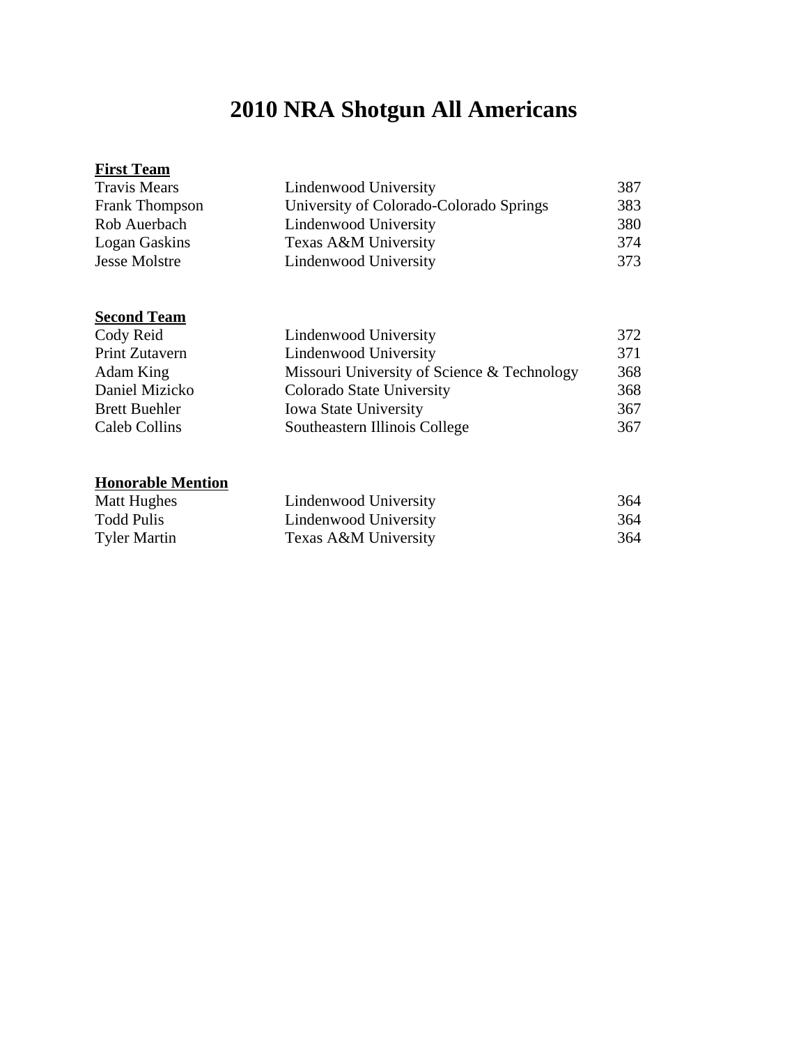# 2010 NRA Shotgun All Americans

**First Team**

| | | |
|---|---|---|
| Travis Mears | Lindenwood University | 387 |
| Frank Thompson | University of Colorado-Colorado Springs | 383 |
| Rob Auerbach | Lindenwood University | 380 |
| Logan Gaskins | Texas A&M University | 374 |
| Jesse Molstre | Lindenwood University | 373 |

**Second Team**

| | | |
|---|---|---|
| Cody Reid | Lindenwood University | 372 |
| Print Zutavern | Lindenwood University | 371 |
| Adam King | Missouri University of Science & Technology | 368 |
| Daniel Mizicko | Colorado State University | 368 |
| Brett Buehler | Iowa State University | 367 |
| Caleb Collins | Southeastern Illinois College | 367 |

**Honorable Mention**

| | | |
|---|---|---|
| Matt Hughes | Lindenwood University | 364 |
| Todd Pulis | Lindenwood University | 364 |
| Tyler Martin | Texas A&M University | 364 |